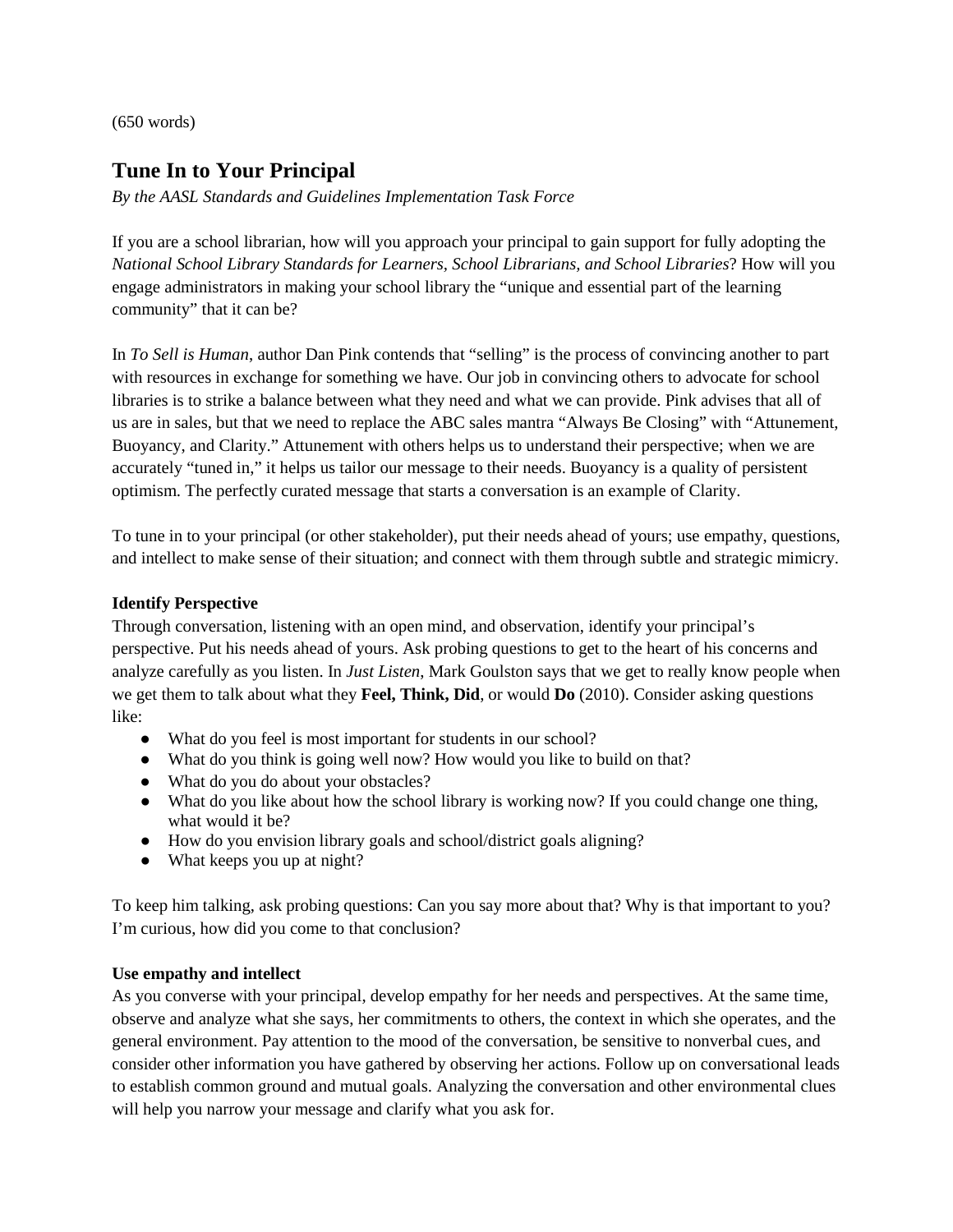(650 words)

# Tune In to Your Principal

*By the AASL Standards and Guidelines Implementation Task Force*

If you are a school librarian, how will you approach your principal to gain support for fully adopting the *National School Library Standards for Learners, School Librarians, and School Libraries*? How will you engage administrators in making your school library the "unique and essential part of the learning community" that it can be?

In *To Sell is Human*, author Dan Pink contends that "selling" is the process of convincing another to part with resources in exchange for something we have. Our job in convincing others to advocate for school libraries is to strike a balance between what they need and what we can provide. Pink advises that all of us are in sales, but that we need to replace the ABC sales mantra "Always Be Closing" with "Attunement, Buoyancy, and Clarity." Attunement with others helps us to understand their perspective; when we are accurately "tuned in," it helps us tailor our message to their needs. Buoyancy is a quality of persistent optimism. The perfectly curated message that starts a conversation is an example of Clarity.

To tune in to your principal (or other stakeholder), put their needs ahead of yours; use empathy, questions, and intellect to make sense of their situation; and connect with them through subtle and strategic mimicry.

**Identify Perspective**

Through conversation, listening with an open mind, and observation, identify your principal's perspective. Put his needs ahead of yours. Ask probing questions to get to the heart of his concerns and analyze carefully as you listen. In *Just Listen*, Mark Goulston says that we get to really know people when we get them to talk about what they **Feel, Think, Did**, or would **Do** (2010). Consider asking questions like:

- What do you feel is most important for students in our school?
- What do you think is going well now? How would you like to build on that?
- What do you do about your obstacles?
- What do you like about how the school library is working now? If you could change one thing, what would it be?
- How do you envision library goals and school/district goals aligning?
- What keeps you up at night?

To keep him talking, ask probing questions: Can you say more about that? Why is that important to you? I'm curious, how did you come to that conclusion?

**Use empathy and intellect**

As you converse with your principal, develop empathy for her needs and perspectives. At the same time, observe and analyze what she says, her commitments to others, the context in which she operates, and the general environment. Pay attention to the mood of the conversation, be sensitive to nonverbal cues, and consider other information you have gathered by observing her actions. Follow up on conversational leads to establish common ground and mutual goals. Analyzing the conversation and other environmental clues will help you narrow your message and clarify what you ask for.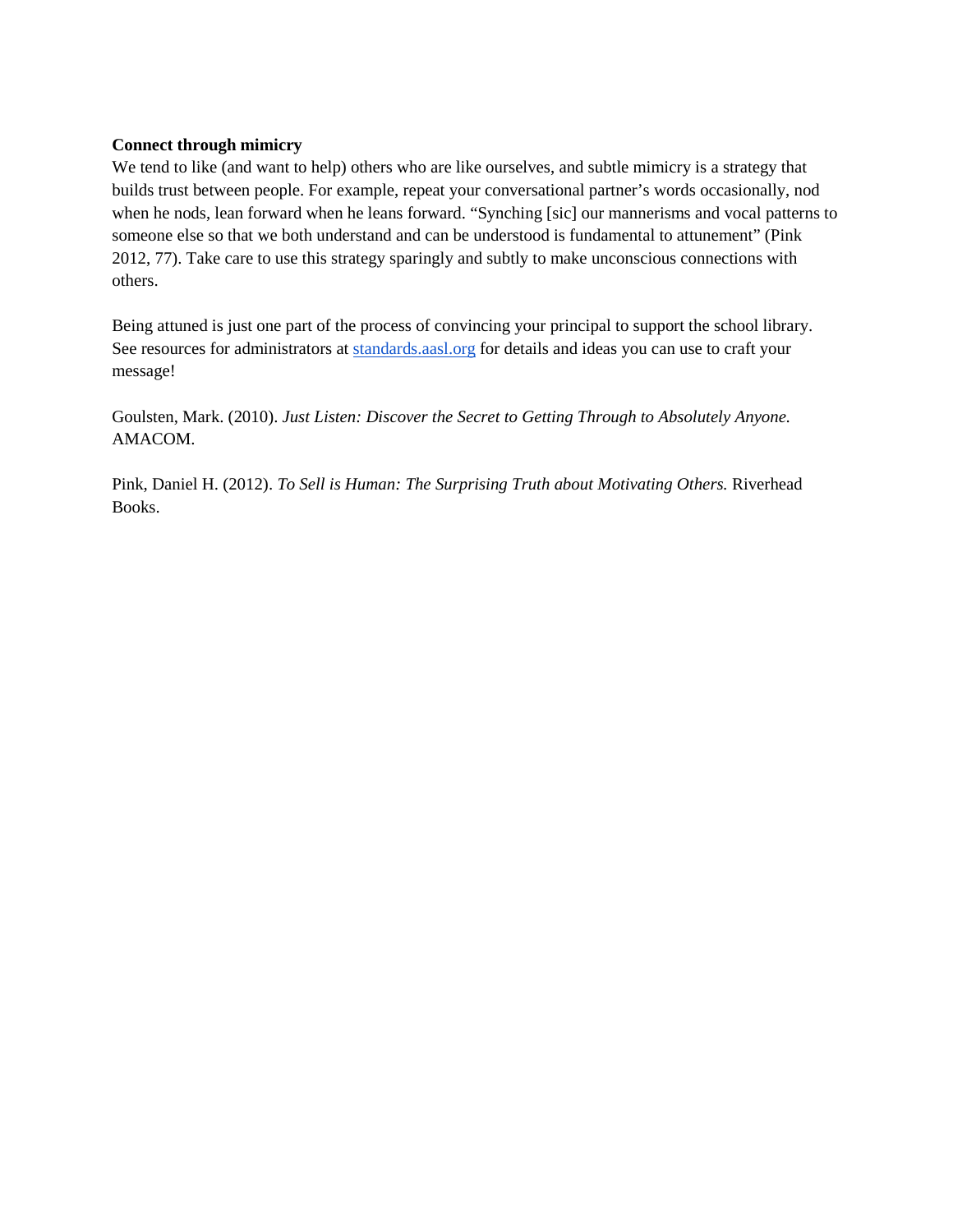**Connect through mimicry**

We tend to like (and want to help) others who are like ourselves, and subtle mimicry is a strategy that builds trust between people. For example, repeat your conversational partner's words occasionally, nod when he nods, lean forward when he leans forward. "Synching [sic] our mannerisms and vocal patterns to someone else so that we both understand and can be understood is fundamental to attunement" (Pink 2012, 77). Take care to use this strategy sparingly and subtly to make unconscious connections with others.

Being attuned is just one part of the process of convincing your principal to support the school library. See resources for administrators at [standards.aasl.org](http://standards.aasl.org) for details and ideas you can use to craft your message!

Goulsten, Mark. (2010). *Just Listen: Discover the Secret to Getting Through to Absolutely Anyone.* AMACOM.

Pink, Daniel H. (2012). *To Sell is Human: The Surprising Truth about Motivating Others.* Riverhead Books.